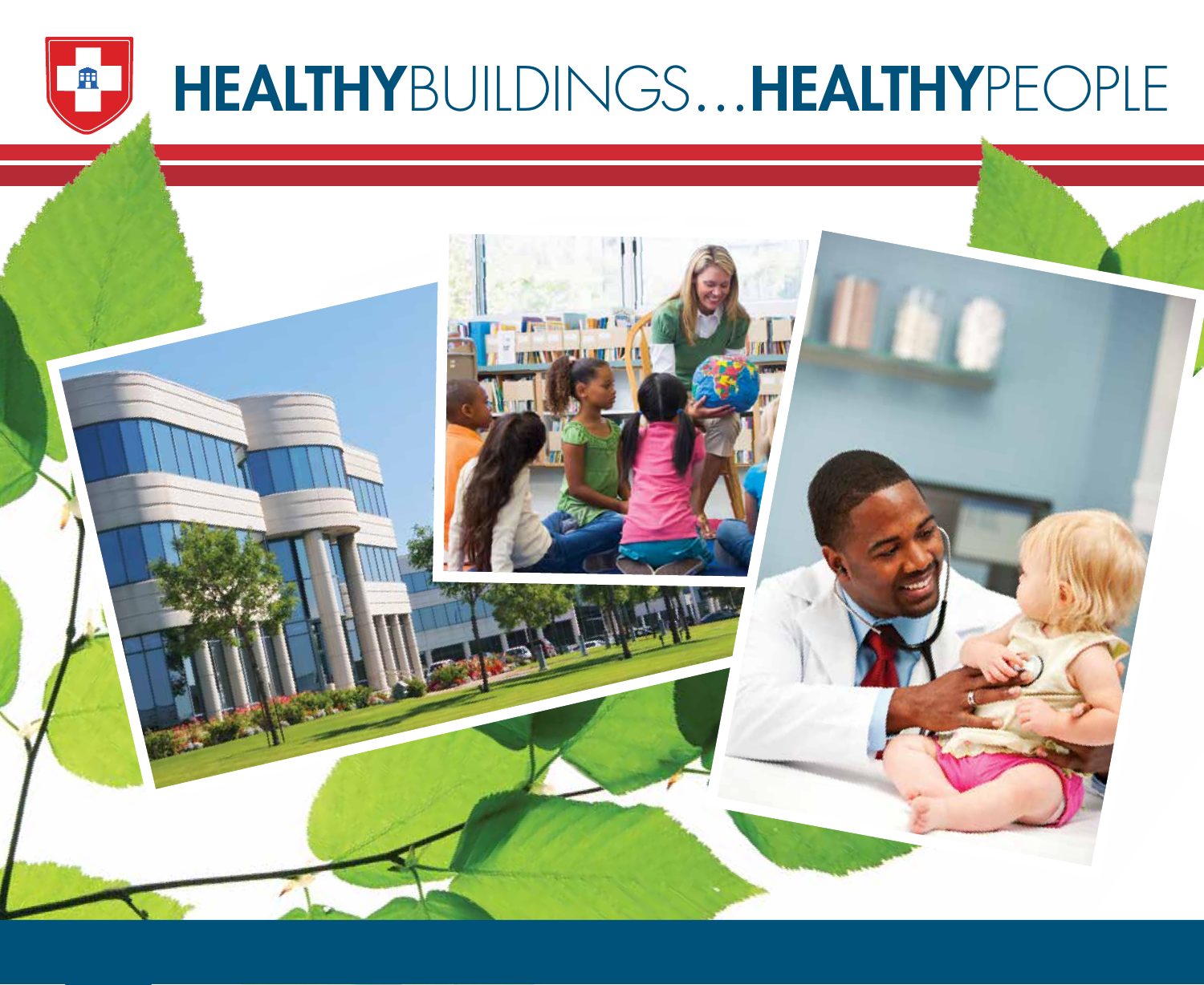# HEALTHYBUILDINGS...HEALTHYPEOPLE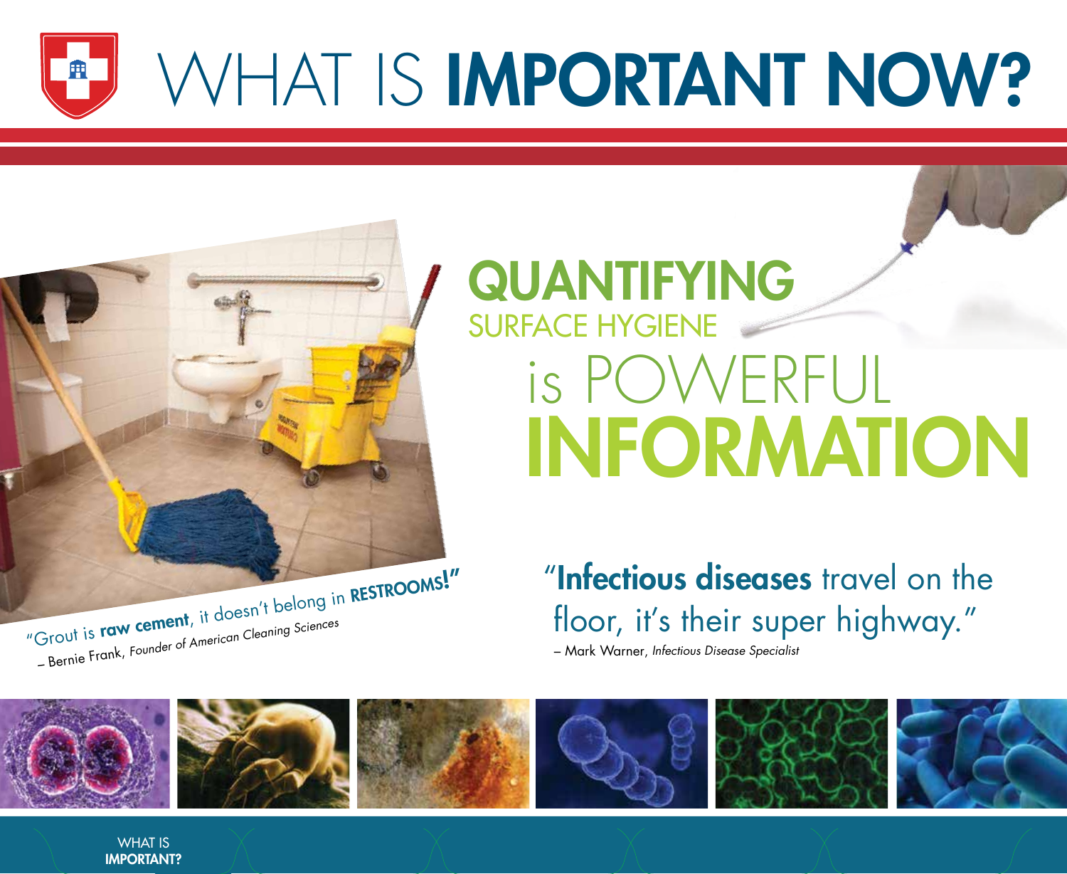# WHAT IS **IMPORTANT NOW?**

## QUANTIFYING SURFACE HYGIENE is POWERFUL INFORMATION

"Grout is **raw cement**, it doesn't belong in **RESTROOMS!**"
– Bernie Frank, *Founder of American Cleaning Sciences*

"**Infectious diseases** travel on the floor, it's their super highway."
– Mark Warner, *Infectious Disease Specialist*

WHAT IS **IMPORTANT?**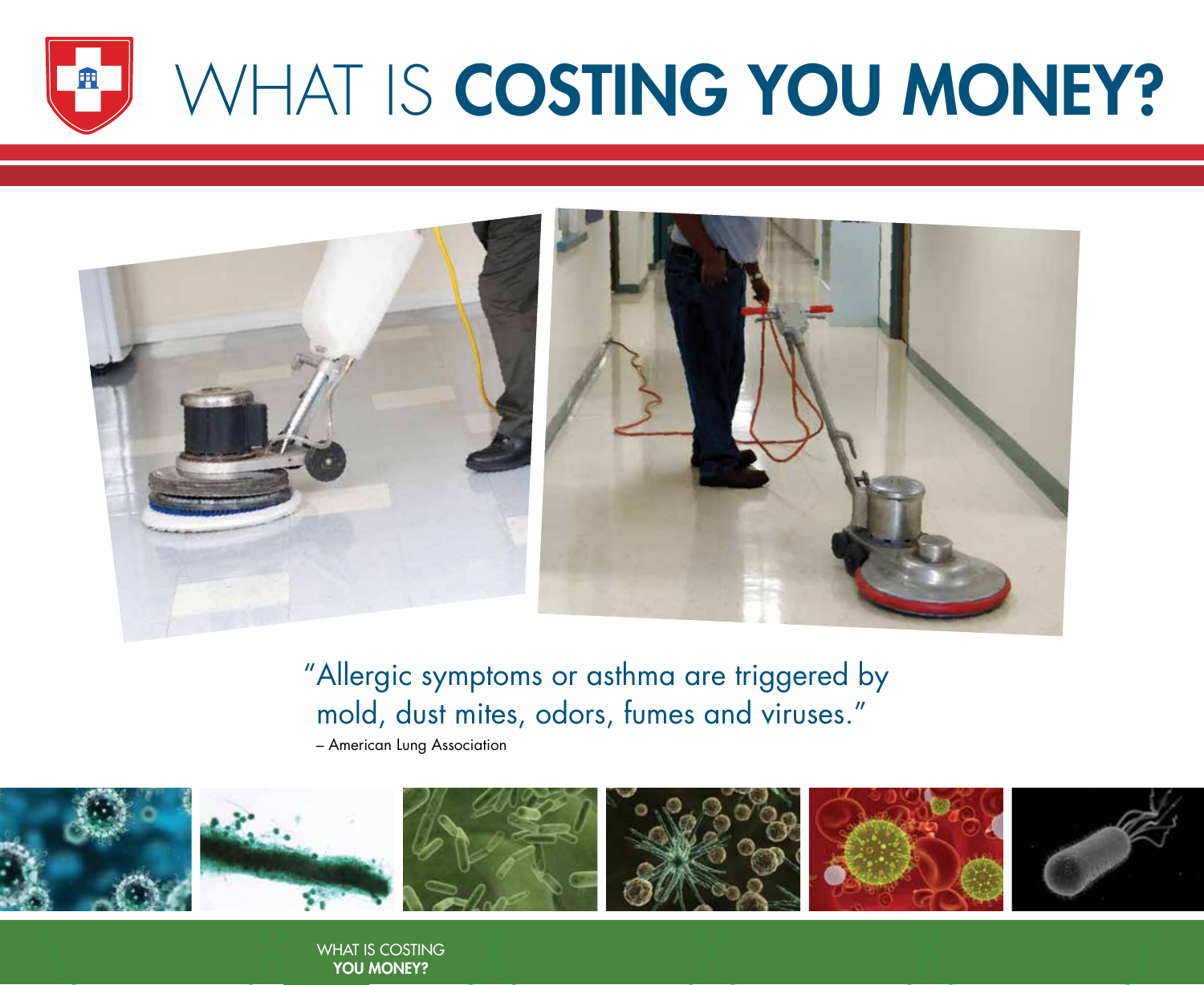# WHAT IS **COSTING YOU MONEY?**

"Allergic symptoms or asthma are triggered by mold, dust mites, odors, fumes and viruses."

– American Lung Association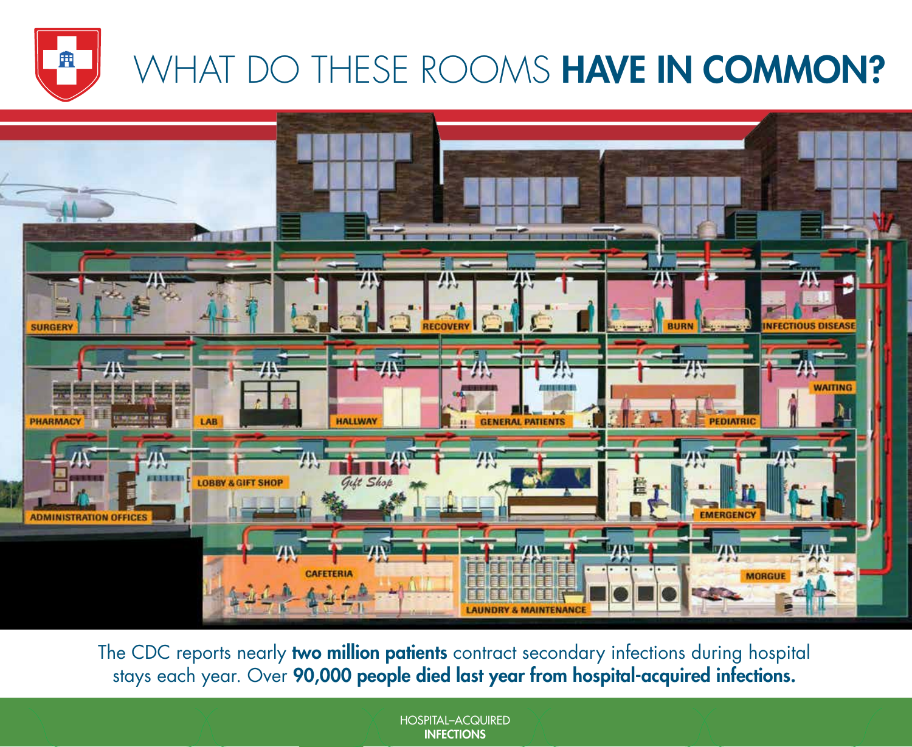# WHAT DO THESE ROOMS **HAVE IN COMMON?**

SURGERY

RECOVERY

BURN

INFECTIOUS DISEASE

PHARMACY

LAB

HALLWAY

GENERAL PATIENTS

PEDIATRIC

WAITING

ADMINISTRATION OFFICES

LOBBY & GIFT SHOP

*Gift Shop*

EMERGENCY

CAFETERIA

LAUNDRY & MAINTENANCE

MORGUE

The CDC reports nearly **two million patients** contract secondary infections during hospital stays each year. Over **90,000 people died last year from hospital-acquired infections.**

HOSPITAL–ACQUIRED
**INFECTIONS**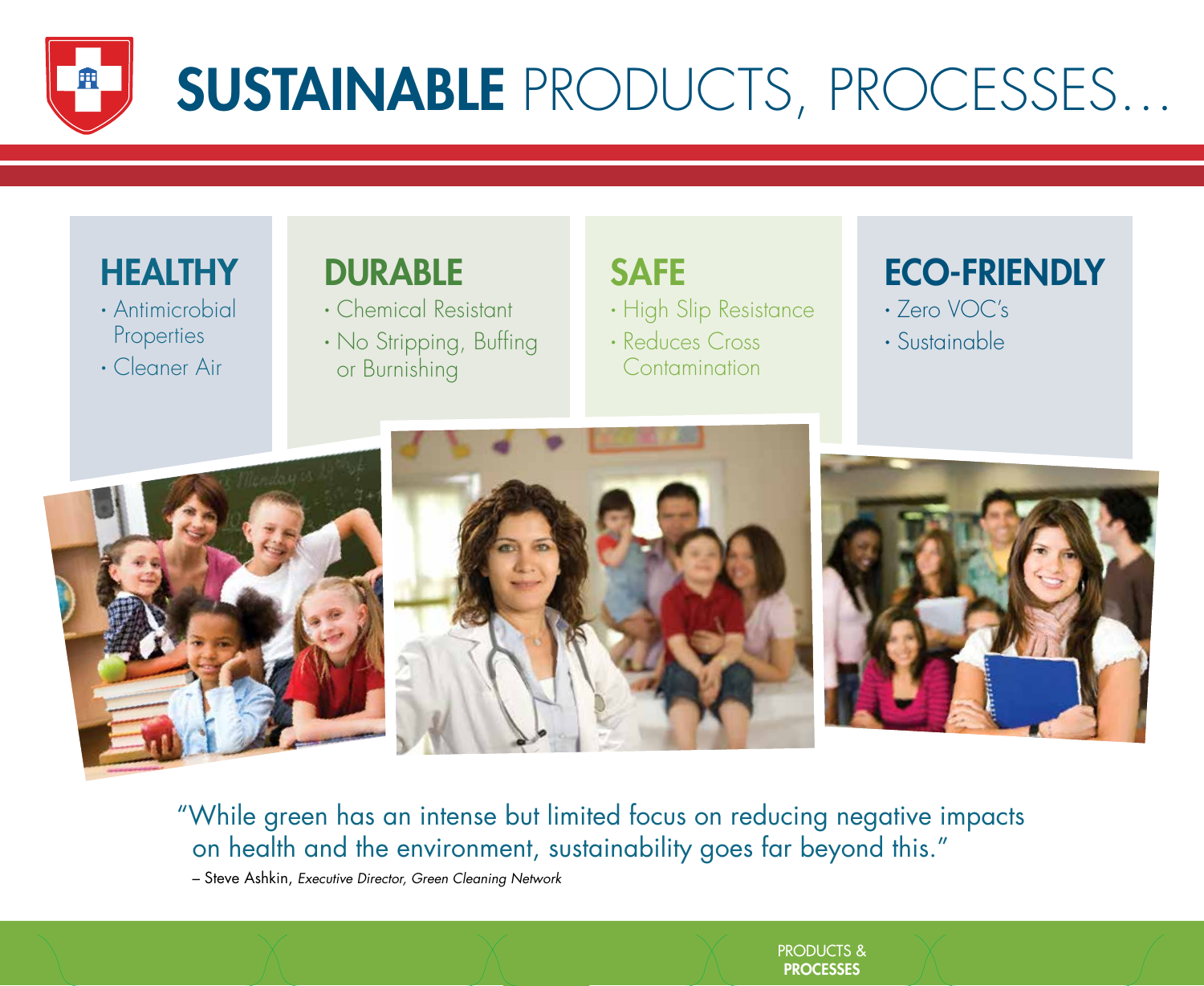# **SUSTAINABLE** PRODUCTS, PROCESSES…

## HEALTHY

- Antimicrobial Properties
- Cleaner Air

## DURABLE

- Chemical Resistant
- No Stripping, Buffing or Burnishing

## SAFE

- High Slip Resistance
- Reduces Cross Contamination

## ECO-FRIENDLY

- Zero VOC's
- Sustainable

"While green has an intense but limited focus on reducing negative impacts on health and the environment, sustainability goes far beyond this."

– Steve Ashkin, *Executive Director, Green Cleaning Network*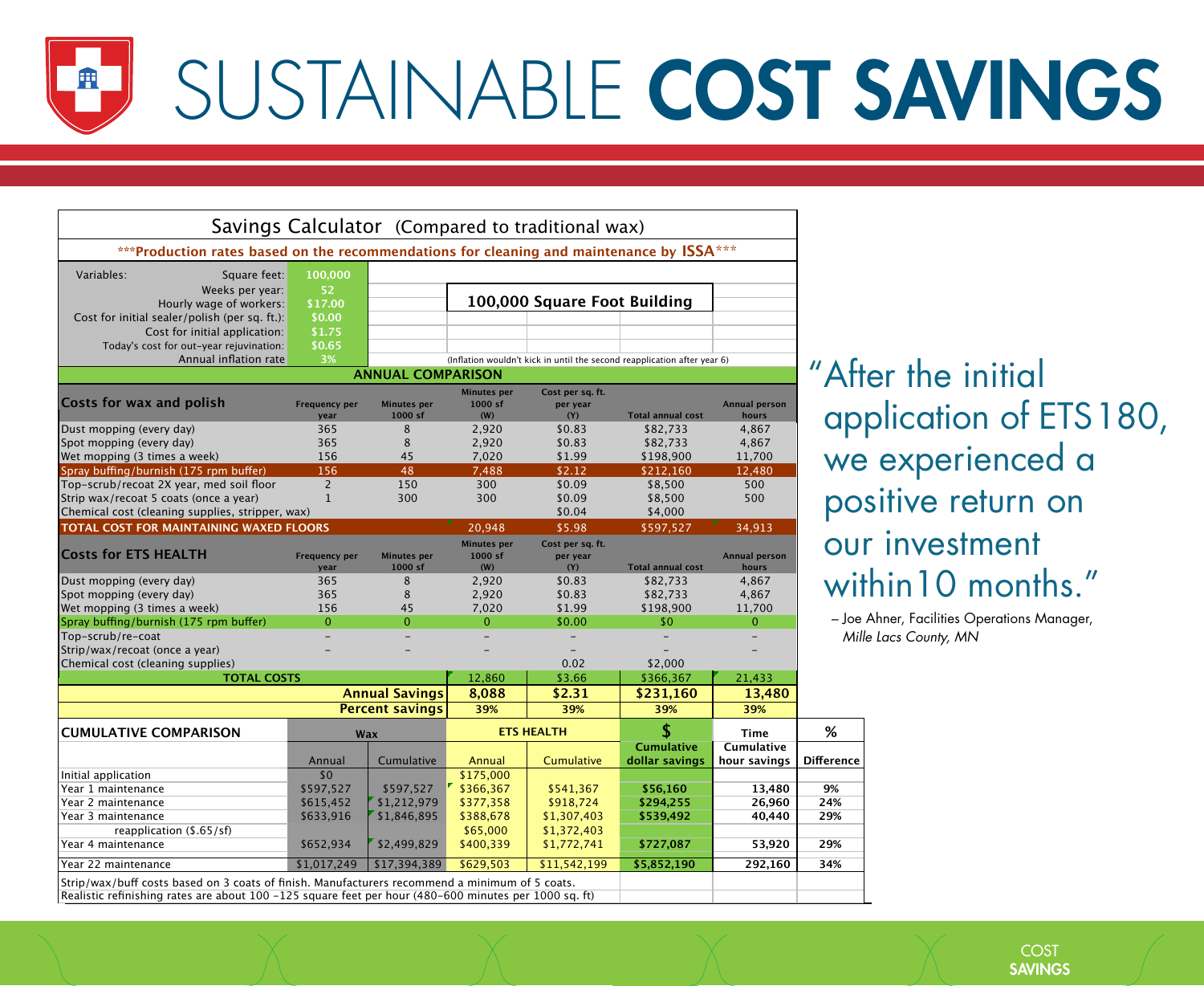# SUSTAINABLE **COST SAVINGS**

## Savings Calculator (Compared to traditional wax)

***Production rates based on the recommendations for cleaning and maintenance by ISSA***

| Variables: | |
|---|---|
| Square feet: | 100,000 |
| Weeks per year: | 52 |
| Hourly wage of workers: | $17.00 |
| Cost for initial sealer/polish (per sq. ft.): | $0.00 |
| Cost for initial application: | $1.75 |
| Today's cost for out-year rejuvination: | $0.65 |
| Annual inflation rate | 3% |

**100,000 Square Foot Building**

(Inflation wouldn't kick in until the second reapplication after year 6)

### ANNUAL COMPARISON

| Costs for wax and polish | Frequency per year | Minutes per 1000 sf | Minutes per 1000 sf (W) | Cost per sq. ft. per year (Y) | Total annual cost | Annual person hours |
|---|---|---|---|---|---|---|
| Dust mopping (every day) | 365 | 8 | 2,920 | $0.83 | $82,733 | 4,867 |
| Spot mopping (every day) | 365 | 8 | 2,920 | $0.83 | $82,733 | 4,867 |
| Wet mopping (3 times a week) | 156 | 45 | 7,020 | $1.99 | $198,900 | 11,700 |
| Spray buffing/burnish (175 rpm buffer) | 156 | 48 | 7,488 | $2.12 | $212,160 | 12,480 |
| Top-scrub/recoat 2X year, med soil floor | 2 | 150 | 300 | $0.09 | $8,500 | 500 |
| Strip wax/recoat 5 coats (once a year) | 1 | 300 | 300 | $0.09 | $8,500 | 500 |
| Chemical cost (cleaning supplies, stripper, wax) | | | | $0.04 | $4,000 | |
| **TOTAL COST FOR MAINTAINING WAXED FLOORS** | | | 20,948 | $5.98 | $597,527 | 34,913 |

| Costs for ETS HEALTH | Frequency per year | Minutes per 1000 sf | Minutes per 1000 sf (W) | Cost per sq. ft. per year (Y) | Total annual cost | Annual person hours |
|---|---|---|---|---|---|---|
| Dust mopping (every day) | 365 | 8 | 2,920 | $0.83 | $82,733 | 4,867 |
| Spot mopping (every day) | 365 | 8 | 2,920 | $0.83 | $82,733 | 4,867 |
| Wet mopping (3 times a week) | 156 | 45 | 7,020 | $1.99 | $198,900 | 11,700 |
| Spray buffing/burnish (175 rpm buffer) | 0 | 0 | 0 | $0.00 | $0 | 0 |
| Top-scrub/re-coat | – | – | – | – | – | – |
| Strip/wax/recoat (once a year) | – | – | – | – | – | – |
| Chemical cost (cleaning supplies) | | | | 0.02 | $2,000 | |
| **TOTAL COSTS** | | | 12,860 | $3.66 | $366,367 | 21,433 |
| | | **Annual Savings** | **8,088** | **$2.31** | **$231,160** | **13,480** |
| | | **Percent savings** | **39%** | **39%** | **39%** | **39%** |

| CUMULATIVE COMPARISON | Wax | | ETS HEALTH | | $ | Time | % |
|---|---|---|---|---|---|---|---|
| | Annual | Cumulative | Annual | Cumulative | Cumulative dollar savings | Cumulative hour savings | Difference |
| Initial application | $0 | | $175,000 | | | | |
| Year 1 maintenance | $597,527 | $597,527 | $366,367 | $541,367 | $56,160 | 13,480 | 9% |
| Year 2 maintenance | $615,452 | $1,212,979 | $377,358 | $918,724 | $294,255 | 26,960 | 24% |
| Year 3 maintenance | $633,916 | $1,846,895 | $388,678 | $1,307,403 | $539,492 | 40,440 | 29% |
| reapplication ($.65/sf) | | | $65,000 | $1,372,403 | | | |
| Year 4 maintenance | $652,934 | $2,499,829 | $400,339 | $1,772,741 | $727,087 | 53,920 | 29% |
| Year 22 maintenance | $1,017,249 | $17,394,389 | $629,503 | $11,542,199 | $5,852,190 | 292,160 | 34% |

Strip/wax/buff costs based on 3 coats of finish. Manufacturers recommend a minimum of 5 coats.
Realistic refinishing rates are about 100 -125 square feet per hour (480-600 minutes per 1000 sq. ft)

"After the initial application of ETS180, we experienced a positive return on our investment within10 months."

– Joe Ahner, Facilities Operations Manager, *Mille Lacs County, MN*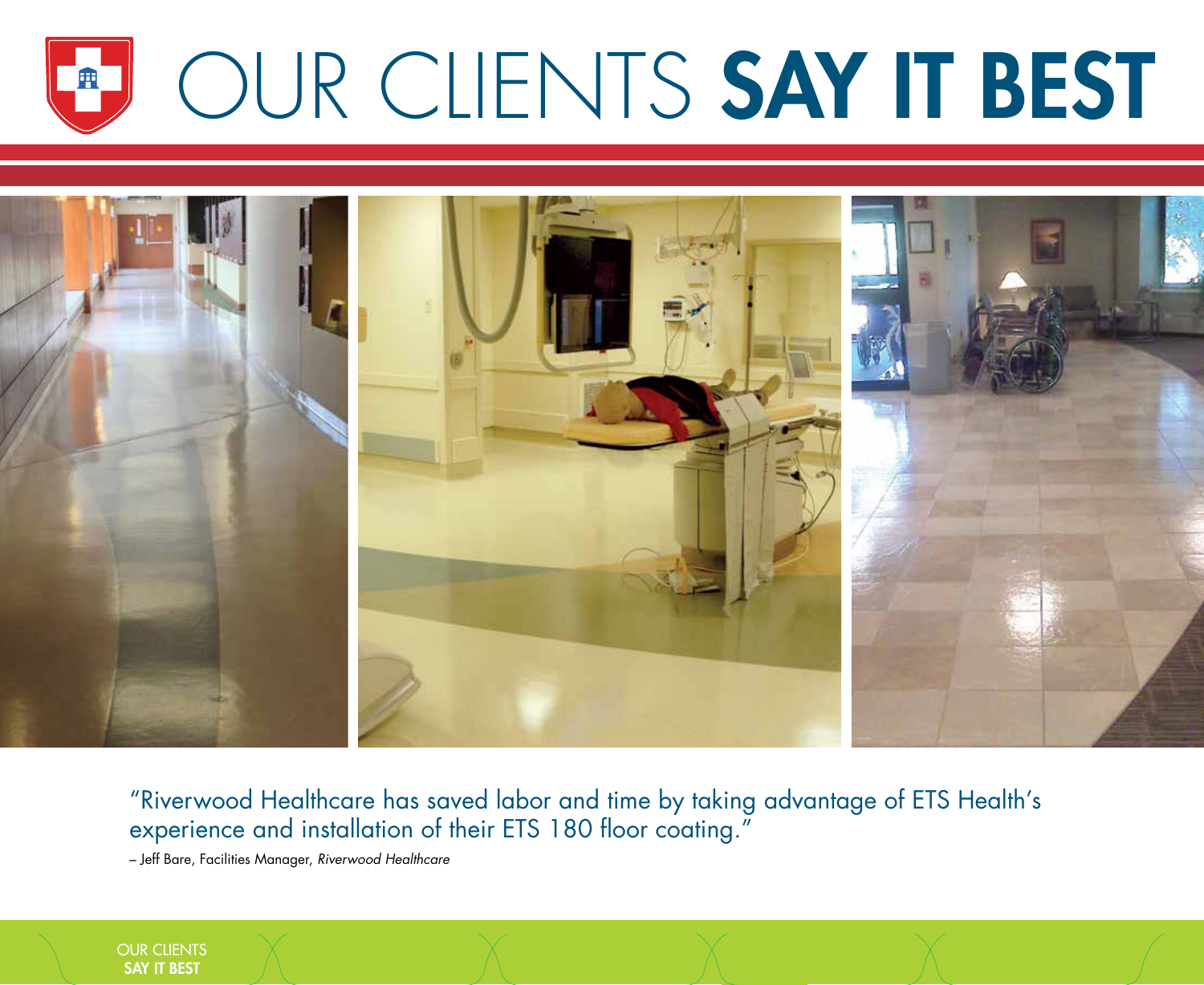# OUR CLIENTS **SAY IT BEST**

"Riverwood Healthcare has saved labor and time by taking advantage of ETS Health's experience and installation of their ETS 180 floor coating."

– Jeff Bare, Facilities Manager, *Riverwood Healthcare*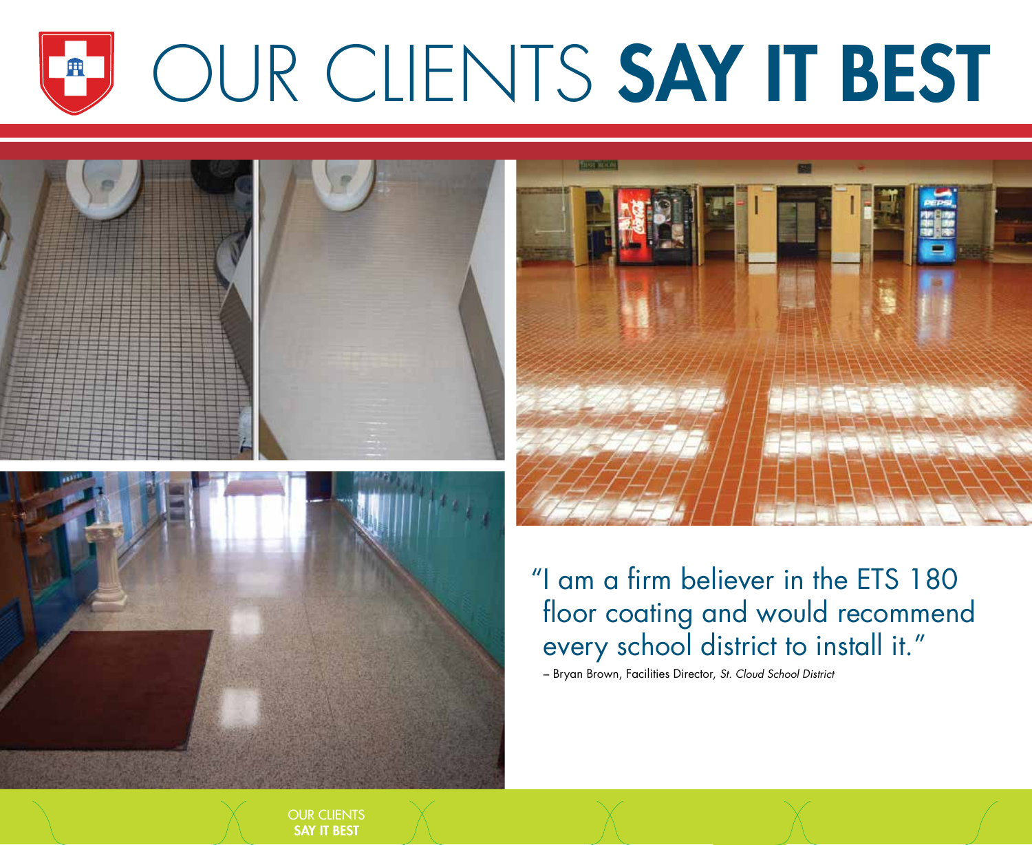# OUR CLIENTS **SAY IT BEST**

"I am a firm believer in the ETS 180 floor coating and would recommend every school district to install it."

– Bryan Brown, Facilities Director, *St. Cloud School District*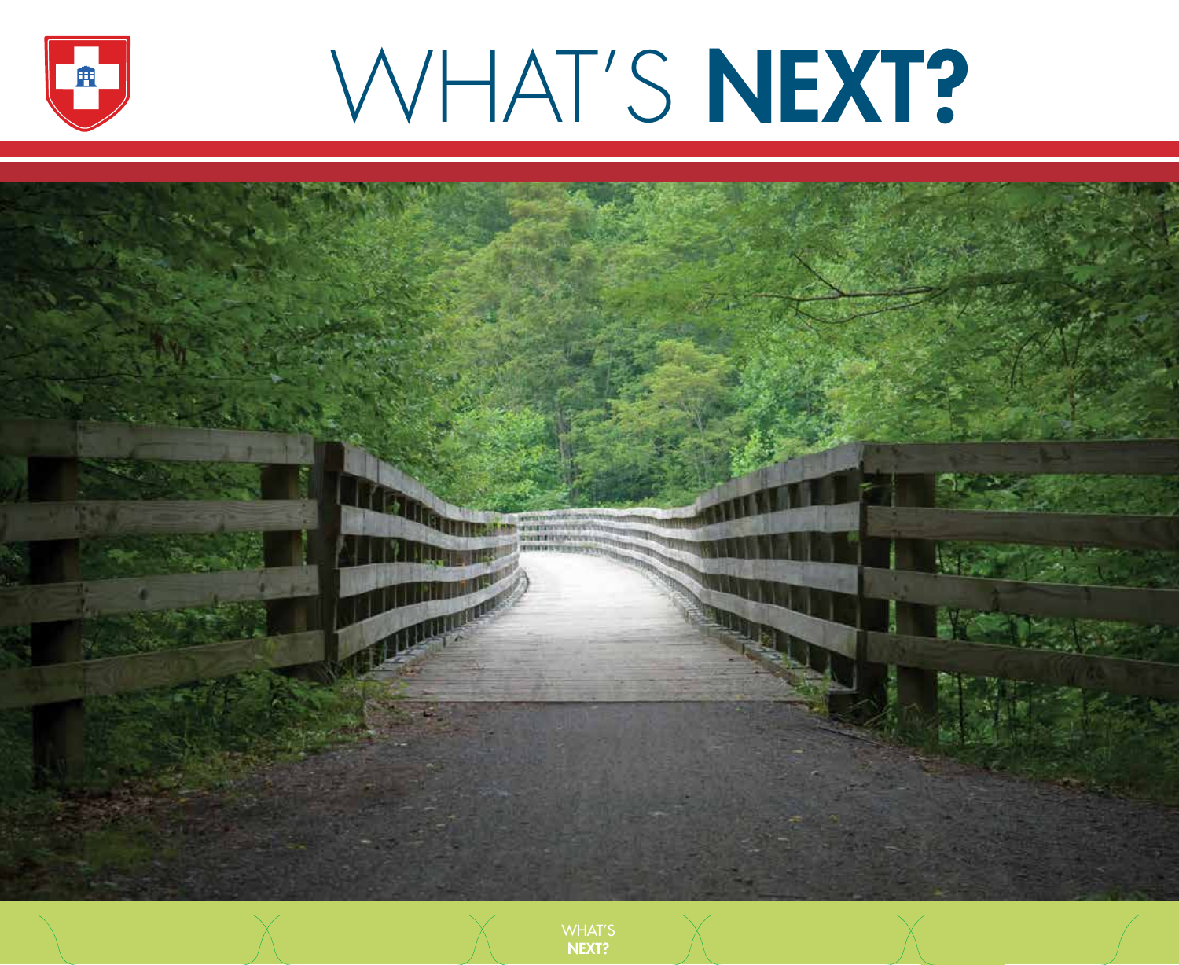# WHAT'S **NEXT?**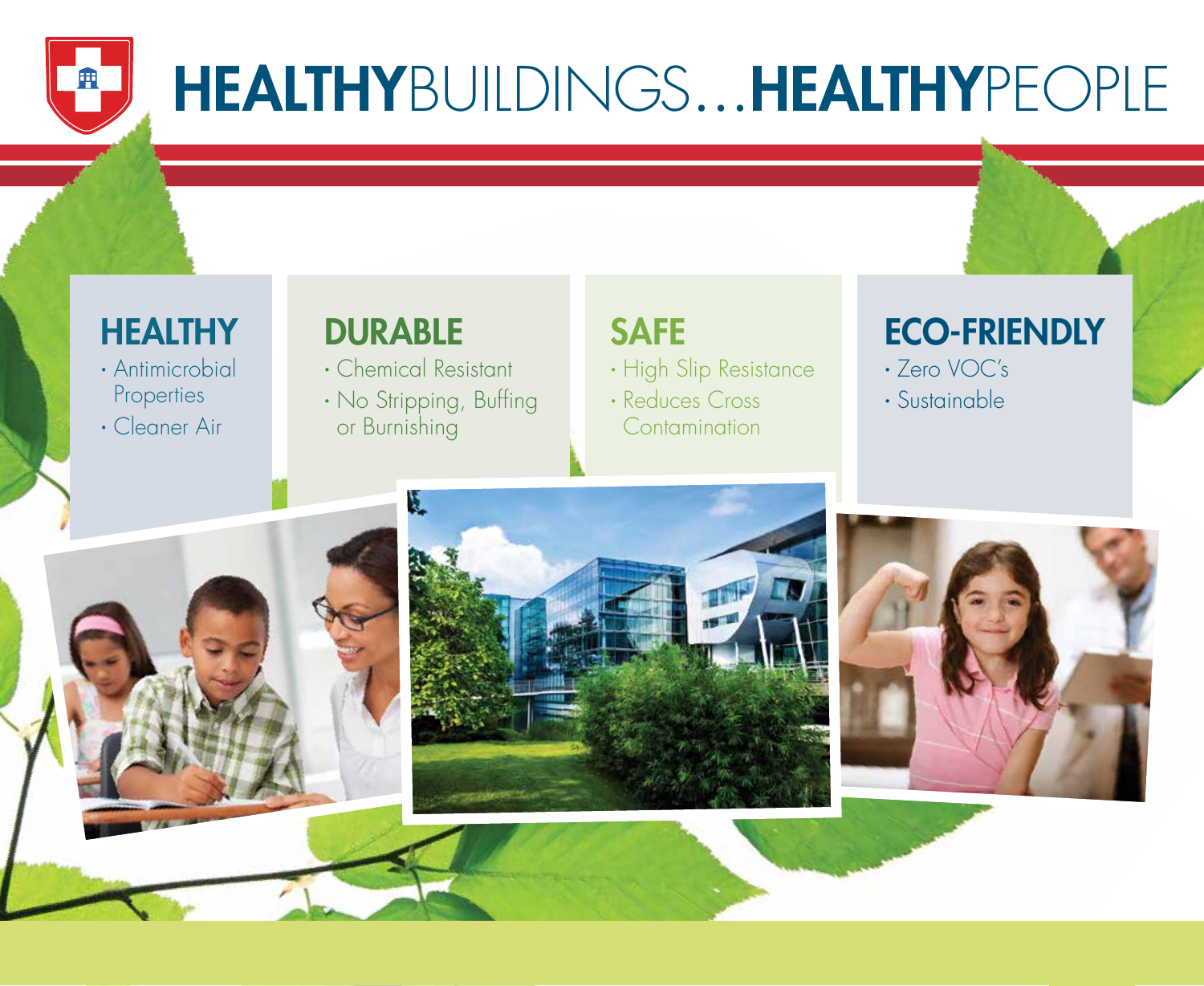# HEALTHYBUILDINGS...HEALTHYPEOPLE

## HEALTHY

- Antimicrobial Properties
- Cleaner Air

## DURABLE

- Chemical Resistant
- No Stripping, Buffing or Burnishing

## SAFE

- High Slip Resistance
- Reduces Cross Contamination

## ECO-FRIENDLY

- Zero VOC's
- Sustainable